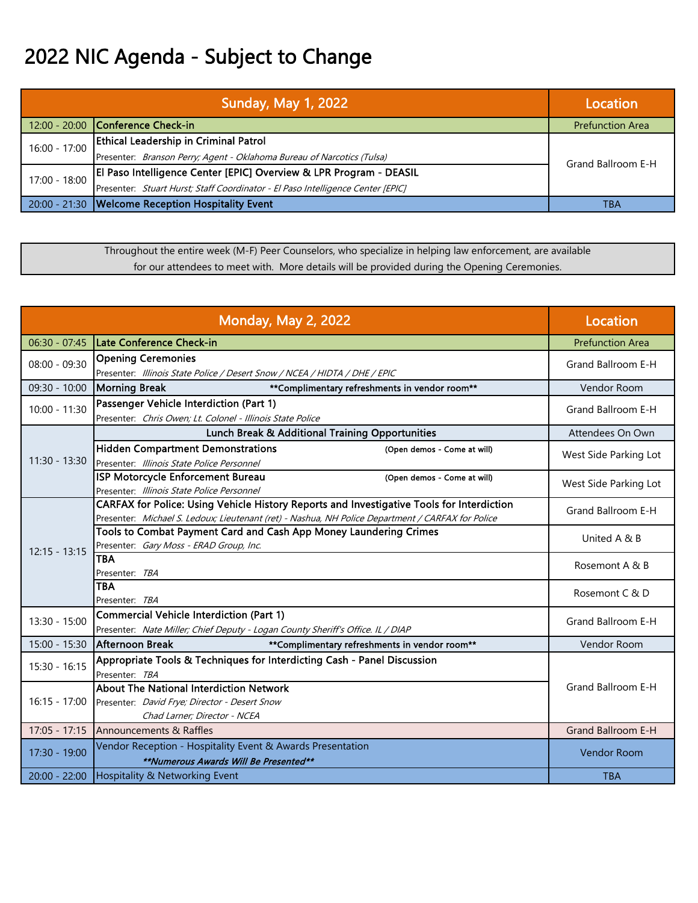# 2022 NIC Agenda - Subject to Change

| Sunday, May 1, 2022 | | Location |
|---|---|---|
| 12:00 - 20:00 | **Conference Check-in** | Prefunction Area |
| 16:00 - 17:00 | **Ethical Leadership in Criminal Patrol**<br>Presenter: *Branson Perry; Agent - Oklahoma Bureau of Narcotics (Tulsa)* | Grand Ballroom E-H |
| 17:00 - 18:00 | **El Paso Intelligence Center [EPIC] Overview & LPR Program - DEASIL**<br>Presenter: *Stuart Hurst; Staff Coordinator - El Paso Intelligence Center [EPIC]* | Grand Ballroom E-H |
| 20:00 - 21:30 | **Welcome Reception Hospitality Event** | TBA |

Throughout the entire week (M-F) Peer Counselors, who specialize in helping law enforcement, are available for our attendees to meet with. More details will be provided during the Opening Ceremonies.

| Monday, May 2, 2022 | | Location |
|---|---|---|
| 06:30 - 07:45 | **Late Conference Check-in** | Prefunction Area |
| 08:00 - 09:30 | **Opening Ceremonies**<br>Presenter: *Illinois State Police / Desert Snow / NCEA / HIDTA / DHE / EPIC* | Grand Ballroom E-H |
| 09:30 - 10:00 | **Morning Break** **Complimentary refreshments in vendor room** | Vendor Room |
| 10:00 - 11:30 | **Passenger Vehicle Interdiction (Part 1)**<br>Presenter: *Chris Owen; Lt. Colonel - Illinois State Police* | Grand Ballroom E-H |
| 11:30 - 13:30 | **Lunch Break & Additional Training Opportunities** | Attendees On Own |
| 11:30 - 13:30 | **Hidden Compartment Demonstrations** (Open demos - Come at will)<br>Presenter: *Illinois State Police Personnel* | West Side Parking Lot |
| 11:30 - 13:30 | **ISP Motorcycle Enforcement Bureau** (Open demos - Come at will)<br>Presenter: *Illinois State Police Personnel* | West Side Parking Lot |
| 12:15 - 13:15 | **CARFAX for Police: Using Vehicle History Reports and Investigative Tools for Interdiction**<br>Presenter: *Michael S. Ledoux; Lieutenant (ret) - Nashua, NH Police Department / CARFAX for Police* | Grand Ballroom E-H |
| 12:15 - 13:15 | **Tools to Combat Payment Card and Cash App Money Laundering Crimes**<br>Presenter: *Gary Moss - ERAD Group, Inc.* | United A & B |
| 12:15 - 13:15 | **TBA**<br>Presenter: *TBA* | Rosemont A & B |
| 12:15 - 13:15 | **TBA**<br>Presenter: *TBA* | Rosemont C & D |
| 13:30 - 15:00 | **Commercial Vehicle Interdiction (Part 1)**<br>Presenter: *Nate Miller; Chief Deputy - Logan County Sheriff's Office. IL / DIAP* | Grand Ballroom E-H |
| 15:00 - 15:30 | **Afternoon Break** **Complimentary refreshments in vendor room** | Vendor Room |
| 15:30 - 16:15 | **Appropriate Tools & Techniques for Interdicting Cash - Panel Discussion**<br>Presenter: *TBA* | Grand Ballroom E-H |
| 16:15 - 17:00 | **About The National Interdiction Network**<br>Presenter: *David Frye; Director - Desert Snow*<br>*Chad Larner; Director - NCEA* | Grand Ballroom E-H |
| 17:05 - 17:15 | Announcements & Raffles | Grand Ballroom E-H |
| 17:30 - 19:00 | Vendor Reception - Hospitality Event & Awards Presentation<br>***Numerous Awards Will Be Presented*** | Vendor Room |
| 20:00 - 22:00 | Hospitality & Networking Event | TBA |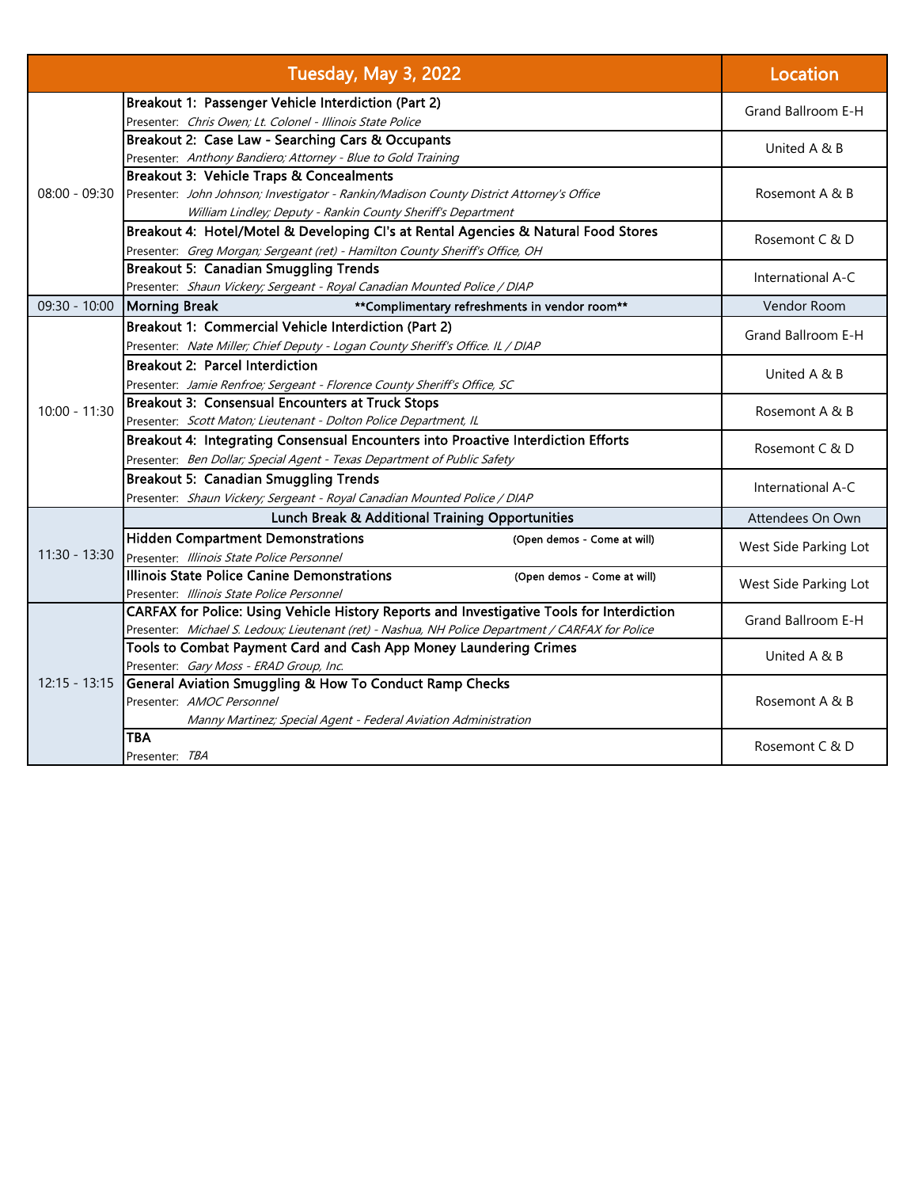| Tuesday, May 3, 2022 | | Location |
|---|---|---|
| 08:00 - 09:30 | **Breakout 1: Passenger Vehicle Interdiction (Part 2)**<br>Presenter: *Chris Owen; Lt. Colonel - Illinois State Police* | Grand Ballroom E-H |
| | **Breakout 2: Case Law - Searching Cars & Occupants**<br>Presenter: *Anthony Bandiero; Attorney - Blue to Gold Training* | United A & B |
| | **Breakout 3: Vehicle Traps & Concealments**<br>Presenter: *John Johnson; Investigator - Rankin/Madison County District Attorney's Office*<br>*William Lindley; Deputy - Rankin County Sheriff's Department* | Rosemont A & B |
| | **Breakout 4: Hotel/Motel & Developing CI's at Rental Agencies & Natural Food Stores**<br>Presenter: *Greg Morgan; Sergeant (ret) - Hamilton County Sheriff's Office, OH* | Rosemont C & D |
| | **Breakout 5: Canadian Smuggling Trends**<br>Presenter: *Shaun Vickery; Sergeant - Royal Canadian Mounted Police / DIAP* | International A-C |
| 09:30 - 10:00 | **Morning Break** **Complimentary refreshments in vendor room** | Vendor Room |
| 10:00 - 11:30 | **Breakout 1: Commercial Vehicle Interdiction (Part 2)**<br>Presenter: *Nate Miller; Chief Deputy - Logan County Sheriff's Office. IL / DIAP* | Grand Ballroom E-H |
| | **Breakout 2: Parcel Interdiction**<br>Presenter: *Jamie Renfroe; Sergeant - Florence County Sheriff's Office, SC* | United A & B |
| | **Breakout 3: Consensual Encounters at Truck Stops**<br>Presenter: *Scott Maton; Lieutenant - Dolton Police Department, IL* | Rosemont A & B |
| | **Breakout 4: Integrating Consensual Encounters into Proactive Interdiction Efforts**<br>Presenter: *Ben Dollar; Special Agent - Texas Department of Public Safety* | Rosemont C & D |
| | **Breakout 5: Canadian Smuggling Trends**<br>Presenter: *Shaun Vickery; Sergeant - Royal Canadian Mounted Police / DIAP* | International A-C |
| 11:30 - 13:30 | **Lunch Break & Additional Training Opportunities** | Attendees On Own |
| | **Hidden Compartment Demonstrations** (Open demos - Come at will)<br>Presenter: *Illinois State Police Personnel* | West Side Parking Lot |
| | **Illinois State Police Canine Demonstrations** (Open demos - Come at will)<br>Presenter: *Illinois State Police Personnel* | West Side Parking Lot |
| 12:15 - 13:15 | **CARFAX for Police: Using Vehicle History Reports and Investigative Tools for Interdiction**<br>Presenter: *Michael S. Ledoux; Lieutenant (ret) - Nashua, NH Police Department / CARFAX for Police* | Grand Ballroom E-H |
| | **Tools to Combat Payment Card and Cash App Money Laundering Crimes**<br>Presenter: *Gary Moss - ERAD Group, Inc.* | United A & B |
| | **General Aviation Smuggling & How To Conduct Ramp Checks**<br>Presenter: *AMOC Personnel*<br>*Manny Martinez; Special Agent - Federal Aviation Administration* | Rosemont A & B |
| | **TBA**<br>Presenter: *TBA* | Rosemont C & D |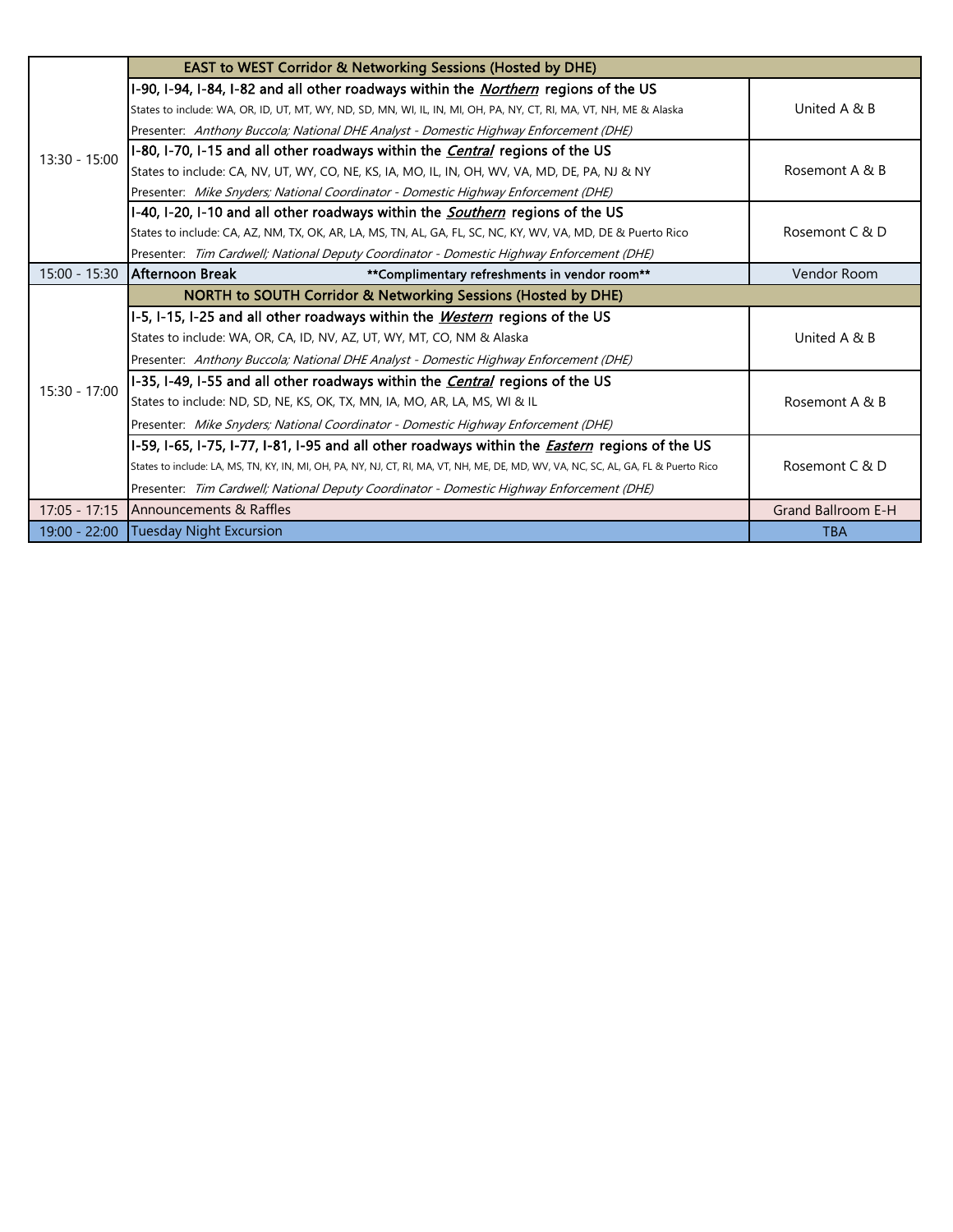| | | |
|---|---|---|
| 13:30 - 15:00 | **EAST to WEST Corridor & Networking Sessions (Hosted by DHE)** | |
| | **I-90, I-94, I-84, I-82 and all other roadways within the _Northern_ regions of the US**<br>States to include: WA, OR, ID, UT, MT, WY, ND, SD, MN, WI, IL, IN, MI, OH, PA, NY, CT, RI, MA, VT, NH, ME & Alaska<br>Presenter: *Anthony Buccola; National DHE Analyst - Domestic Highway Enforcement (DHE)* | United A & B |
| | **I-80, I-70, I-15 and all other roadways within the _Central_ regions of the US**<br>States to include: CA, NV, UT, WY, CO, NE, KS, IA, MO, IL, IN, OH, WV, VA, MD, DE, PA, NJ & NY<br>Presenter: *Mike Snyders; National Coordinator - Domestic Highway Enforcement (DHE)* | Rosemont A & B |
| | **I-40, I-20, I-10 and all other roadways within the _Southern_ regions of the US**<br>States to include: CA, AZ, NM, TX, OK, AR, LA, MS, TN, AL, GA, FL, SC, NC, KY, WV, VA, MD, DE & Puerto Rico<br>Presenter: *Tim Cardwell; National Deputy Coordinator - Domestic Highway Enforcement (DHE)* | Rosemont C & D |
| 15:00 - 15:30 | **Afternoon Break** **Complimentary refreshments in vendor room** | Vendor Room |
| 15:30 - 17:00 | **NORTH to SOUTH Corridor & Networking Sessions (Hosted by DHE)** | |
| | **I-5, I-15, I-25 and all other roadways within the _Western_ regions of the US**<br>States to include: WA, OR, CA, ID, NV, AZ, UT, WY, MT, CO, NM & Alaska<br>Presenter: *Anthony Buccola; National DHE Analyst - Domestic Highway Enforcement (DHE)* | United A & B |
| | **I-35, I-49, I-55 and all other roadways within the _Central_ regions of the US**<br>States to include: ND, SD, NE, KS, OK, TX, MN, IA, MO, AR, LA, MS, WI & IL<br>Presenter: *Mike Snyders; National Coordinator - Domestic Highway Enforcement (DHE)* | Rosemont A & B |
| | **I-59, I-65, I-75, I-77, I-81, I-95 and all other roadways within the _Eastern_ regions of the US**<br>States to include: LA, MS, TN, KY, IN, MI, OH, PA, NY, NJ, CT, RI, MA, VT, NH, ME, DE, MD, WV, VA, NC, SC, AL, GA, FL & Puerto Rico<br>Presenter: *Tim Cardwell; National Deputy Coordinator - Domestic Highway Enforcement (DHE)* | Rosemont C & D |
| 17:05 - 17:15 | Announcements & Raffles | Grand Ballroom E-H |
| 19:00 - 22:00 | Tuesday Night Excursion | TBA |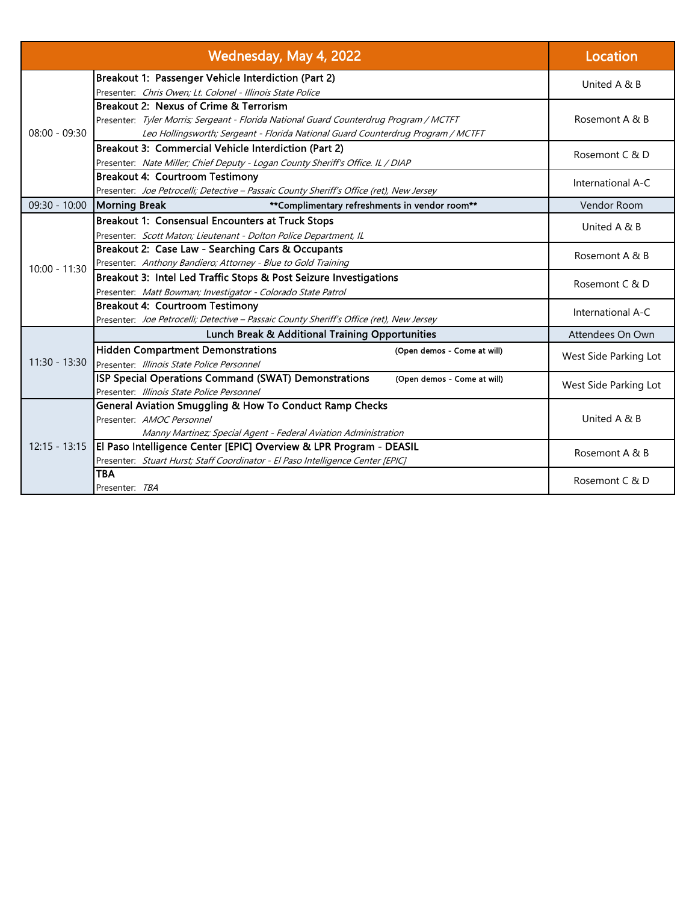| Wednesday, May 4, 2022 | | Location |
|---|---|---|
| 08:00 - 09:30 | **Breakout 1: Passenger Vehicle Interdiction (Part 2)**<br>Presenter: *Chris Owen; Lt. Colonel - Illinois State Police* | United A & B |
| | **Breakout 2: Nexus of Crime & Terrorism**<br>Presenter: *Tyler Morris; Sergeant - Florida National Guard Counterdrug Program / MCTFT*<br>*Leo Hollingsworth; Sergeant - Florida National Guard Counterdrug Program / MCTFT* | Rosemont A & B |
| | **Breakout 3: Commercial Vehicle Interdiction (Part 2)**<br>Presenter: *Nate Miller; Chief Deputy - Logan County Sheriff's Office. IL / DIAP* | Rosemont C & D |
| | **Breakout 4: Courtroom Testimony**<br>Presenter: *Joe Petrocelli; Detective – Passaic County Sheriff's Office (ret), New Jersey* | International A-C |
| 09:30 - 10:00 | **Morning Break** **Complimentary refreshments in vendor room** | Vendor Room |
| 10:00 - 11:30 | **Breakout 1: Consensual Encounters at Truck Stops**<br>Presenter: *Scott Maton; Lieutenant - Dolton Police Department, IL* | United A & B |
| | **Breakout 2: Case Law - Searching Cars & Occupants**<br>Presenter: *Anthony Bandiero; Attorney - Blue to Gold Training* | Rosemont A & B |
| | **Breakout 3: Intel Led Traffic Stops & Post Seizure Investigations**<br>Presenter: *Matt Bowman; Investigator - Colorado State Patrol* | Rosemont C & D |
| | **Breakout 4: Courtroom Testimony**<br>Presenter: *Joe Petrocelli; Detective – Passaic County Sheriff's Office (ret), New Jersey* | International A-C |
| 11:30 - 13:30 | **Lunch Break & Additional Training Opportunities** | Attendees On Own |
| | **Hidden Compartment Demonstrations** **(Open demos - Come at will)**<br>Presenter: *Illinois State Police Personnel* | West Side Parking Lot |
| | **ISP Special Operations Command (SWAT) Demonstrations** **(Open demos - Come at will)**<br>Presenter: *Illinois State Police Personnel* | West Side Parking Lot |
| 12:15 - 13:15 | **General Aviation Smuggling & How To Conduct Ramp Checks**<br>Presenter: *AMOC Personnel*<br>*Manny Martinez; Special Agent - Federal Aviation Administration* | United A & B |
| | **El Paso Intelligence Center [EPIC] Overview & LPR Program - DEASIL**<br>Presenter: *Stuart Hurst; Staff Coordinator - El Paso Intelligence Center [EPIC]* | Rosemont A & B |
| | **TBA**<br>Presenter: *TBA* | Rosemont C & D |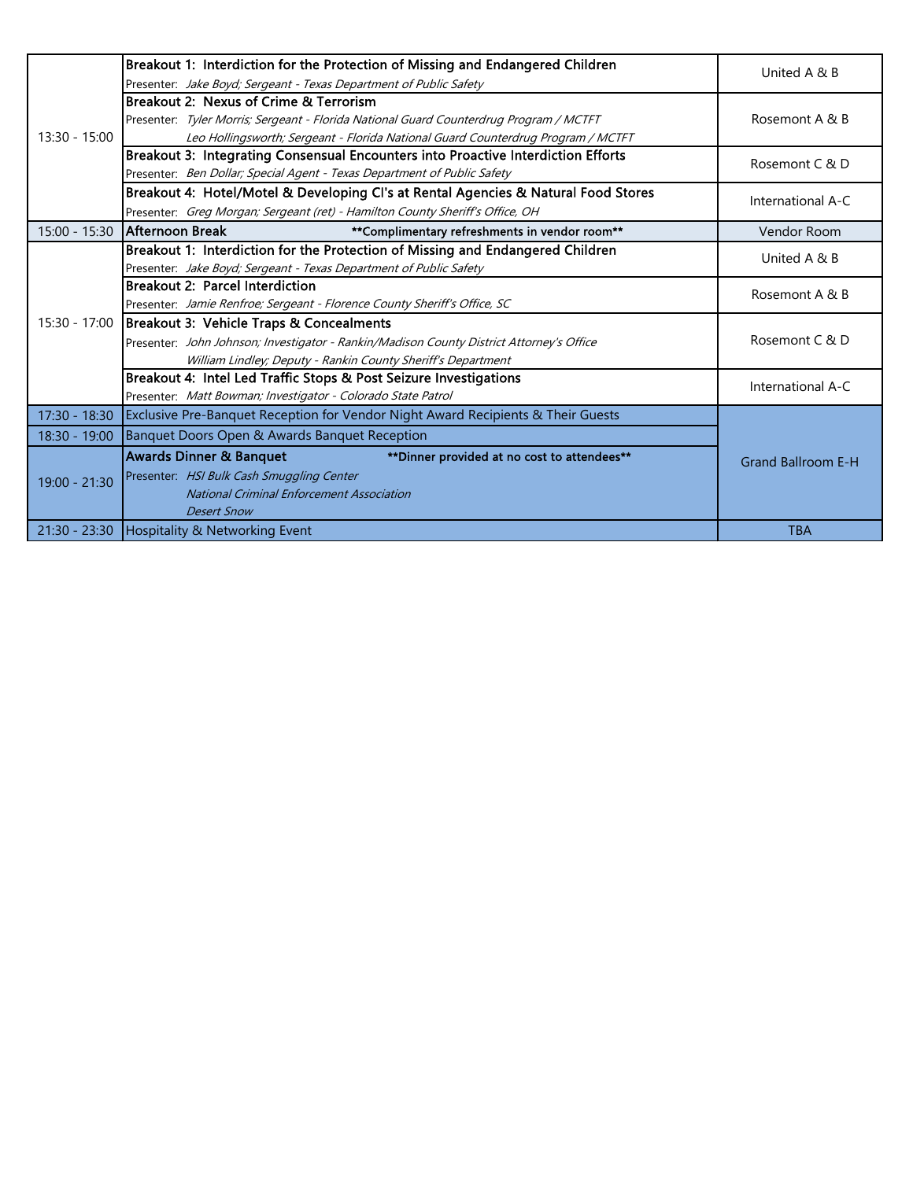| Time | Session | Location |
|---|---|---|
| 13:30 - 15:00 | **Breakout 1: Interdiction for the Protection of Missing and Endangered Children**<br>Presenter: *Jake Boyd; Sergeant - Texas Department of Public Safety* | United A & B |
| | **Breakout 2: Nexus of Crime & Terrorism**<br>Presenter: *Tyler Morris; Sergeant - Florida National Guard Counterdrug Program / MCTFT*<br>*Leo Hollingsworth; Sergeant - Florida National Guard Counterdrug Program / MCTFT* | Rosemont A & B |
| | **Breakout 3: Integrating Consensual Encounters into Proactive Interdiction Efforts**<br>Presenter: *Ben Dollar; Special Agent - Texas Department of Public Safety* | Rosemont C & D |
| | **Breakout 4: Hotel/Motel & Developing CI's at Rental Agencies & Natural Food Stores**<br>Presenter: *Greg Morgan; Sergeant (ret) - Hamilton County Sheriff's Office, OH* | International A-C |
| 15:00 - 15:30 | **Afternoon Break** **Complimentary refreshments in vendor room** | Vendor Room |
| 15:30 - 17:00 | **Breakout 1: Interdiction for the Protection of Missing and Endangered Children**<br>Presenter: *Jake Boyd; Sergeant - Texas Department of Public Safety* | United A & B |
| | **Breakout 2: Parcel Interdiction**<br>Presenter: *Jamie Renfroe; Sergeant - Florence County Sheriff's Office, SC* | Rosemont A & B |
| | **Breakout 3: Vehicle Traps & Concealments**<br>Presenter: *John Johnson; Investigator - Rankin/Madison County District Attorney's Office*<br>*William Lindley; Deputy - Rankin County Sheriff's Department* | Rosemont C & D |
| | **Breakout 4: Intel Led Traffic Stops & Post Seizure Investigations**<br>Presenter: *Matt Bowman; Investigator - Colorado State Patrol* | International A-C |
| 17:30 - 18:30 | Exclusive Pre-Banquet Reception for Vendor Night Award Recipients & Their Guests | Grand Ballroom E-H |
| 18:30 - 19:00 | Banquet Doors Open & Awards Banquet Reception | Grand Ballroom E-H |
| 19:00 - 21:30 | **Awards Dinner & Banquet** **Dinner provided at no cost to attendees**<br>Presenter: *HSI Bulk Cash Smuggling Center*<br>*National Criminal Enforcement Association*<br>*Desert Snow* | Grand Ballroom E-H |
| 21:30 - 23:30 | Hospitality & Networking Event | TBA |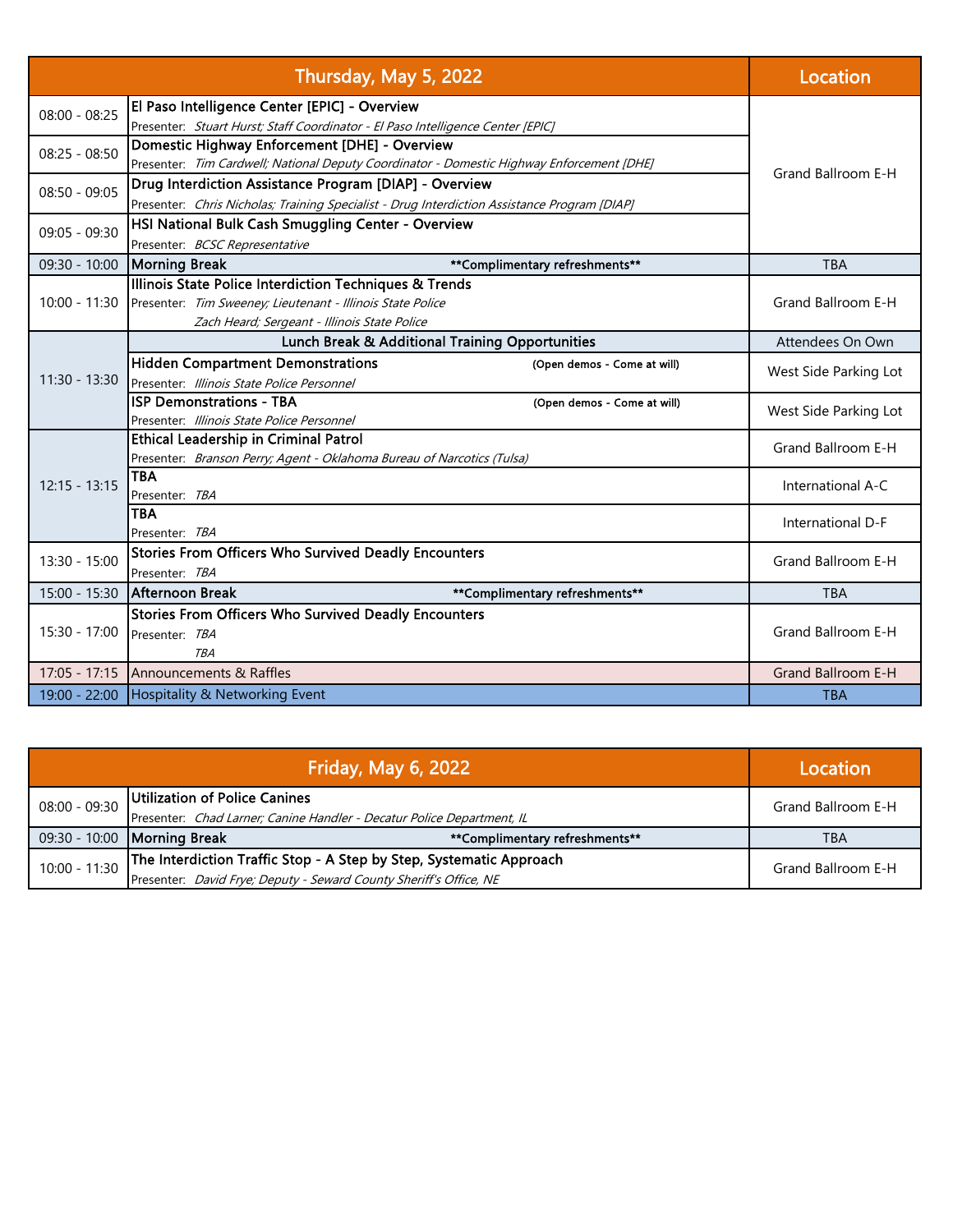| Thursday, May 5, 2022 | | Location |
|---|---|---|
| 08:00 - 08:25 | **El Paso Intelligence Center [EPIC] - Overview**<br>Presenter: *Stuart Hurst; Staff Coordinator - El Paso Intelligence Center [EPIC]* | Grand Ballroom E-H |
| 08:25 - 08:50 | **Domestic Highway Enforcement [DHE] - Overview**<br>Presenter: *Tim Cardwell; National Deputy Coordinator - Domestic Highway Enforcement [DHE]* | Grand Ballroom E-H |
| 08:50 - 09:05 | **Drug Interdiction Assistance Program [DIAP] - Overview**<br>Presenter: *Chris Nicholas; Training Specialist - Drug Interdiction Assistance Program [DIAP]* | Grand Ballroom E-H |
| 09:05 - 09:30 | **HSI National Bulk Cash Smuggling Center - Overview**<br>Presenter: *BCSC Representative* | Grand Ballroom E-H |
| 09:30 - 10:00 | **Morning Break** **Complimentary refreshments** | TBA |
| 10:00 - 11:30 | **Illinois State Police Interdiction Techniques & Trends**<br>Presenter: *Tim Sweeney; Lieutenant - Illinois State Police*<br>*Zach Heard; Sergeant - Illinois State Police* | Grand Ballroom E-H |
| 11:30 - 13:30 | **Lunch Break & Additional Training Opportunities** | Attendees On Own |
| | **Hidden Compartment Demonstrations** **(Open demos - Come at will)**<br>Presenter: *Illinois State Police Personnel* | West Side Parking Lot |
| | **ISP Demonstrations - TBA** **(Open demos - Come at will)**<br>Presenter: *Illinois State Police Personnel* | West Side Parking Lot |
| 12:15 - 13:15 | **Ethical Leadership in Criminal Patrol**<br>Presenter: *Branson Perry; Agent - Oklahoma Bureau of Narcotics (Tulsa)* | Grand Ballroom E-H |
| | **TBA**<br>Presenter: *TBA* | International A-C |
| | **TBA**<br>Presenter: *TBA* | International D-F |
| 13:30 - 15:00 | **Stories From Officers Who Survived Deadly Encounters**<br>Presenter: *TBA* | Grand Ballroom E-H |
| 15:00 - 15:30 | **Afternoon Break** **Complimentary refreshments** | TBA |
| 15:30 - 17:00 | **Stories From Officers Who Survived Deadly Encounters**<br>Presenter: *TBA*<br>*TBA* | Grand Ballroom E-H |
| 17:05 - 17:15 | Announcements & Raffles | Grand Ballroom E-H |
| 19:00 - 22:00 | Hospitality & Networking Event | TBA |

| Friday, May 6, 2022 | | Location |
|---|---|---|
| 08:00 - 09:30 | **Utilization of Police Canines**<br>Presenter: *Chad Larner; Canine Handler - Decatur Police Department, IL* | Grand Ballroom E-H |
| 09:30 - 10:00 | **Morning Break** **Complimentary refreshments** | TBA |
| 10:00 - 11:30 | **The Interdiction Traffic Stop - A Step by Step, Systematic Approach**<br>Presenter: *David Frye; Deputy - Seward County Sheriff's Office, NE* | Grand Ballroom E-H |